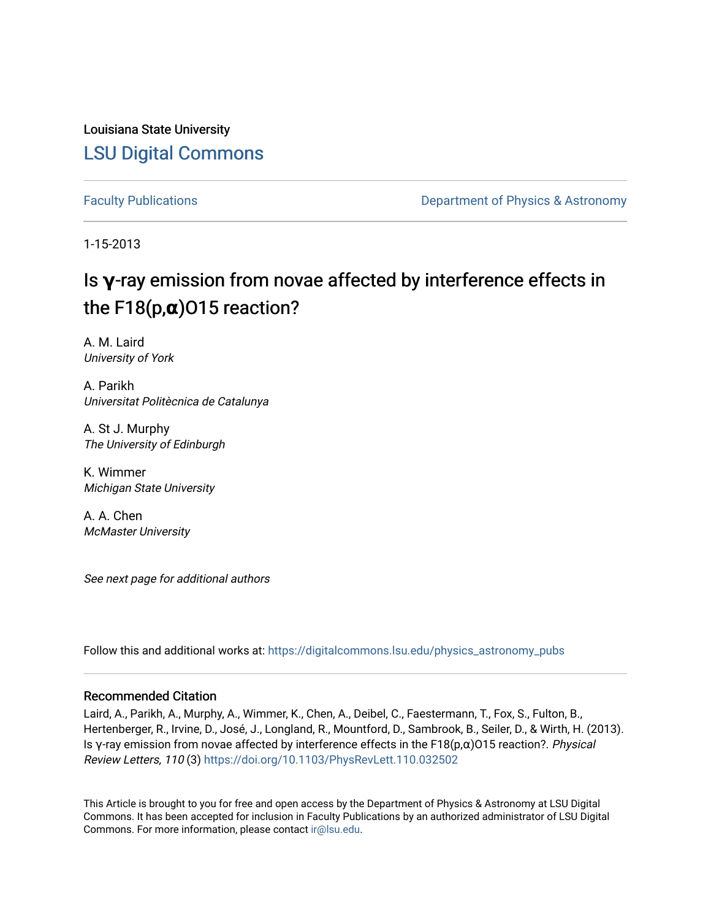Louisiana State University

# LSU Digital Commons

Faculty Publications

Department of Physics & Astronomy

1-15-2013

# Is γ-ray emission from novae affected by interference effects in the F18(p,α)O15 reaction?

A. M. Laird
*University of York*

A. Parikh
*Universitat Politècnica de Catalunya*

A. St J. Murphy
*The University of Edinburgh*

K. Wimmer
*Michigan State University*

A. A. Chen
*McMaster University*

*See next page for additional authors*

Follow this and additional works at: https://digitalcommons.lsu.edu/physics_astronomy_pubs

## Recommended Citation

Laird, A., Parikh, A., Murphy, A., Wimmer, K., Chen, A., Deibel, C., Faestermann, T., Fox, S., Fulton, B., Hertenberger, R., Irvine, D., José, J., Longland, R., Mountford, D., Sambrook, B., Seiler, D., & Wirth, H. (2013). Is γ-ray emission from novae affected by interference effects in the F18(p,α)O15 reaction?. *Physical Review Letters, 110* (3) https://doi.org/10.1103/PhysRevLett.110.032502

This Article is brought to you for free and open access by the Department of Physics & Astronomy at LSU Digital Commons. It has been accepted for inclusion in Faculty Publications by an authorized administrator of LSU Digital Commons. For more information, please contact ir@lsu.edu.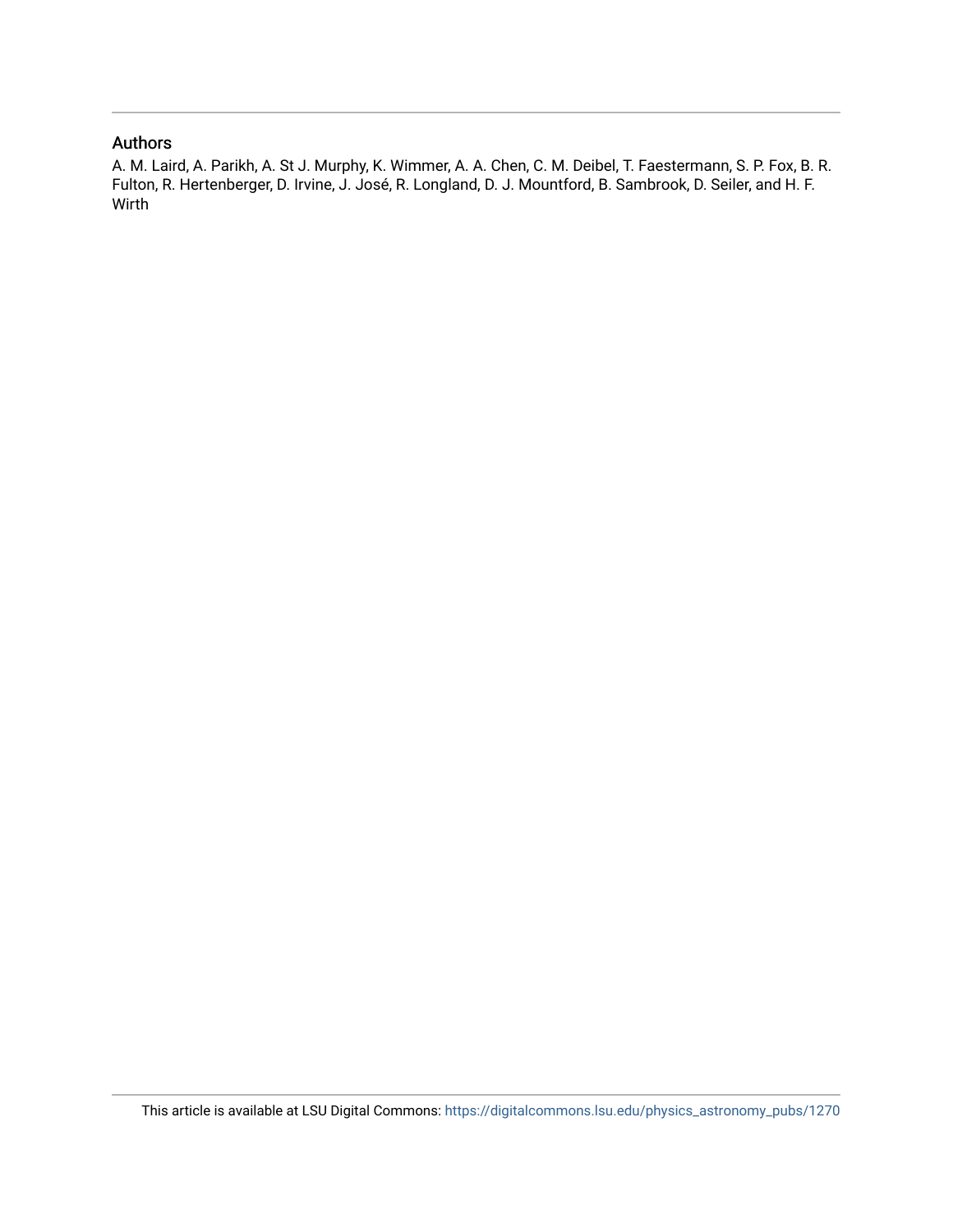## Authors

A. M. Laird, A. Parikh, A. St J. Murphy, K. Wimmer, A. A. Chen, C. M. Deibel, T. Faestermann, S. P. Fox, B. R. Fulton, R. Hertenberger, D. Irvine, J. José, R. Longland, D. J. Mountford, B. Sambrook, D. Seiler, and H. F. Wirth

This article is available at LSU Digital Commons: https://digitalcommons.lsu.edu/physics_astronomy_pubs/1270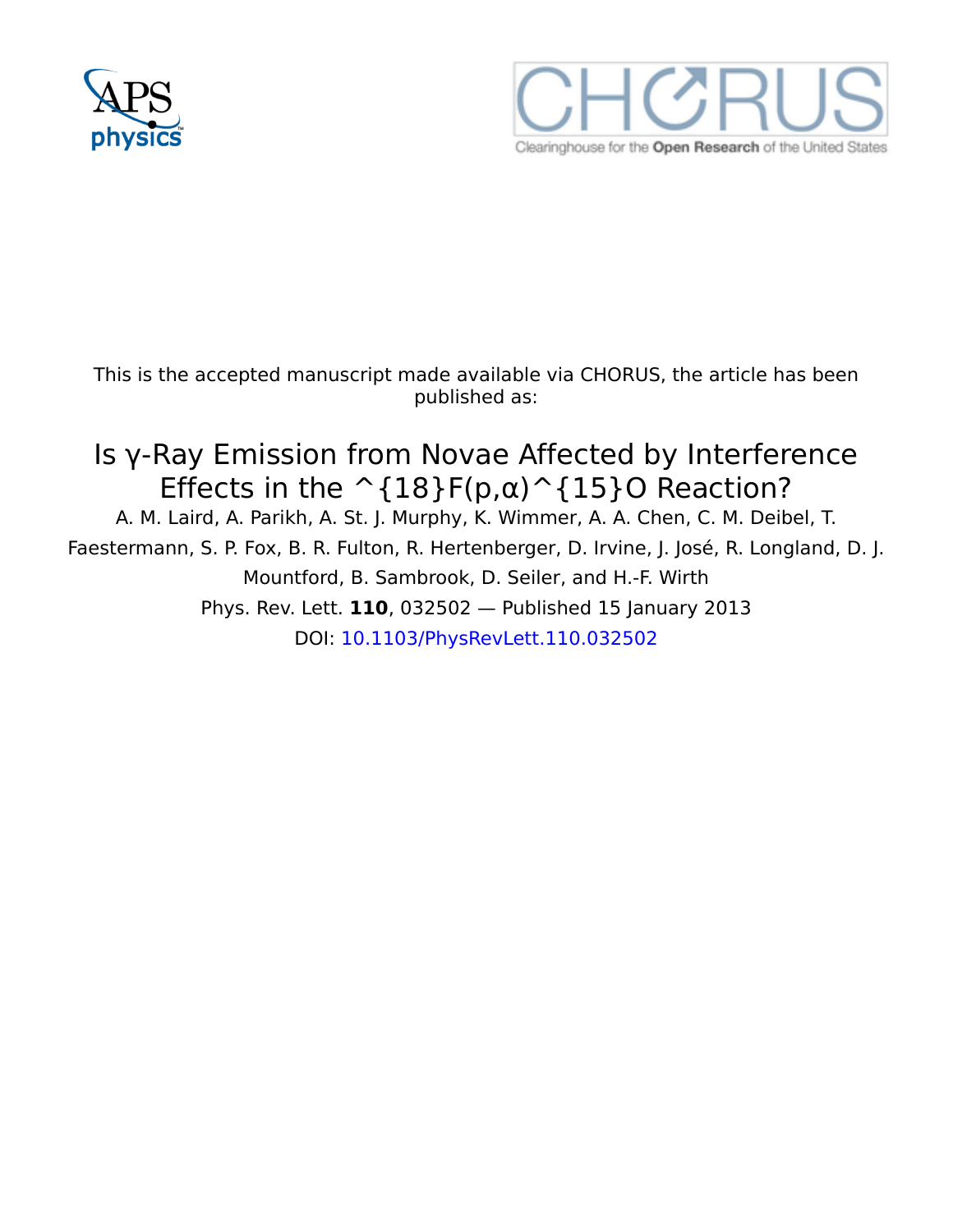This is the accepted manuscript made available via CHORUS, the article has been published as:

# Is γ-Ray Emission from Novae Affected by Interference Effects in the $^{18}F(p,\alpha)^{15}O$ Reaction?

A. M. Laird, A. Parikh, A. St. J. Murphy, K. Wimmer, A. A. Chen, C. M. Deibel, T. Faestermann, S. P. Fox, B. R. Fulton, R. Hertenberger, D. Irvine, J. José, R. Longland, D. J. Mountford, B. Sambrook, D. Seiler, and H.-F. Wirth

Phys. Rev. Lett. **110**, 032502 — Published 15 January 2013

DOI: 10.1103/PhysRevLett.110.032502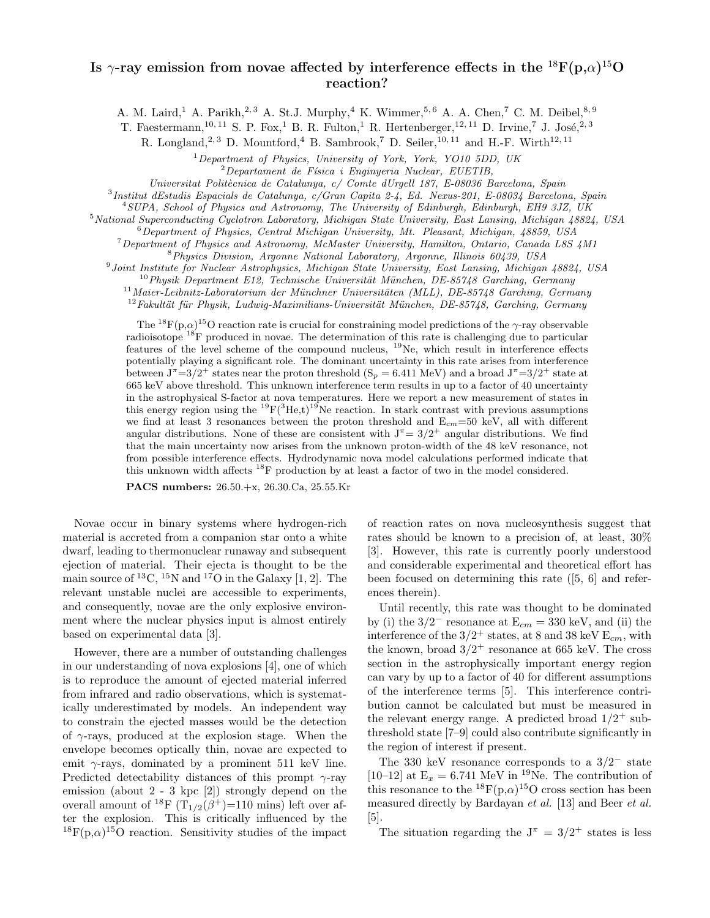# Is $\gamma$-ray emission from novae affected by interference effects in the $^{18}$F(p,$\alpha$)$^{15}$O reaction?

A. M. Laird,[1] A. Parikh,[2,3] A. St.J. Murphy,[4] K. Wimmer,[5,6] A. A. Chen,[7] C. M. Deibel,[8,9] T. Faestermann,[10,11] S. P. Fox,[1] B. R. Fulton,[1] R. Hertenberger,[12,11] D. Irvine,[7] J. José,[2,3] R. Longland,[2,3] D. Mountford,[4] B. Sambrook,[7] D. Seiler,[10,11] and H.-F. Wirth[12,11]

[1]*Department of Physics, University of York, York, YO10 5DD, UK*
[2]*Departament de Física i Enginyeria Nuclear, EUETIB, Universitat Politècnica de Catalunya, c/ Comte dUrgell 187, E-08036 Barcelona, Spain*
[3]*Institut dEstudis Espacials de Catalunya, c/Gran Capita 2-4, Ed. Nexus-201, E-08034 Barcelona, Spain*
[4]*SUPA, School of Physics and Astronomy, The University of Edinburgh, Edinburgh, EH9 3JZ, UK*
[5]*National Superconducting Cyclotron Laboratory, Michigan State University, East Lansing, Michigan 48824, USA*
[6]*Department of Physics, Central Michigan University, Mt. Pleasant, Michigan, 48859, USA*
[7]*Department of Physics and Astronomy, McMaster University, Hamilton, Ontario, Canada L8S 4M1*
[8]*Physics Division, Argonne National Laboratory, Argonne, Illinois 60439, USA*
[9]*Joint Institute for Nuclear Astrophysics, Michigan State University, East Lansing, Michigan 48824, USA*
[10]*Physik Department E12, Technische Universität München, DE-85748 Garching, Germany*
[11]*Maier-Leibnitz-Laboratorium der Münchner Universitäten (MLL), DE-85748 Garching, Germany*
[12]*Fakultät für Physik, Ludwig-Maximilians-Universität München, DE-85748, Garching, Germany*

The $^{18}$F(p,$\alpha$)$^{15}$O reaction rate is crucial for constraining model predictions of the $\gamma$-ray observable radioisotope $^{18}$F produced in novae. The determination of this rate is challenging due to particular features of the level scheme of the compound nucleus, $^{19}$Ne, which result in interference effects potentially playing a significant role. The dominant uncertainty in this rate arises from interference between J$^\pi$=3/2$^+$ states near the proton threshold (S$_p$ = 6.411 MeV) and a broad J$^\pi$=3/2$^+$ state at 665 keV above threshold. This unknown interference term results in up to a factor of 40 uncertainty in the astrophysical S-factor at nova temperatures. Here we report a new measurement of states in this energy region using the $^{19}$F($^3$He,t)$^{19}$Ne reaction. In stark contrast with previous assumptions we find at least 3 resonances between the proton threshold and E$_{cm}$=50 keV, all with different angular distributions. None of these are consistent with J$^\pi$= 3/2$^+$ angular distributions. We find that the main uncertainty now arises from the unknown proton-width of the 48 keV resonance, not from possible interference effects. Hydrodynamic nova model calculations performed indicate that this unknown width affects $^{18}$F production by at least a factor of two in the model considered.

**PACS numbers:** 26.50.+x, 26.30.Ca, 25.55.Kr

Novae occur in binary systems where hydrogen-rich material is accreted from a companion star onto a white dwarf, leading to thermonuclear runaway and subsequent ejection of material. Their ejecta is thought to be the main source of $^{13}$C, $^{15}$N and $^{17}$O in the Galaxy [1, 2]. The relevant unstable nuclei are accessible to experiments, and consequently, novae are the only explosive environment where the nuclear physics input is almost entirely based on experimental data [3].

However, there are a number of outstanding challenges in our understanding of nova explosions [4], one of which is to reproduce the amount of ejected material inferred from infrared and radio observations, which is systematically underestimated by models. An independent way to constrain the ejected masses would be the detection of $\gamma$-rays, produced at the explosion stage. When the envelope becomes optically thin, novae are expected to emit $\gamma$-rays, dominated by a prominent 511 keV line. Predicted detectability distances of this prompt $\gamma$-ray emission (about 2 - 3 kpc [2]) strongly depend on the overall amount of $^{18}$F (T$_{1/2}$($\beta^+$)=110 mins) left over after the explosion. This is critically influenced by the $^{18}$F(p,$\alpha$)$^{15}$O reaction. Sensitivity studies of the impact of reaction rates on nova nucleosynthesis suggest that rates should be known to a precision of, at least, 30% [3]. However, this rate is currently poorly understood and considerable experimental and theoretical effort has been focused on determining this rate ([5, 6] and references therein).

Until recently, this rate was thought to be dominated by (i) the 3/2$^-$ resonance at E$_{cm}$ = 330 keV, and (ii) the interference of the 3/2$^+$ states, at 8 and 38 keV E$_{cm}$, with the known, broad 3/2$^+$ resonance at 665 keV. The cross section in the astrophysically important energy region can vary by up to a factor of 40 for different assumptions of the interference terms [5]. This interference contribution cannot be calculated but must be measured in the relevant energy range. A predicted broad 1/2$^+$ subthreshold state [7–9] could also contribute significantly in the region of interest if present.

The 330 keV resonance corresponds to a 3/2$^-$ state [10–12] at E$_x$ = 6.741 MeV in $^{19}$Ne. The contribution of this resonance to the $^{18}$F(p,$\alpha$)$^{15}$O cross section has been measured directly by Bardayan *et al.* [13] and Beer *et al.* [5].

The situation regarding the J$^\pi$ = 3/2$^+$ states is less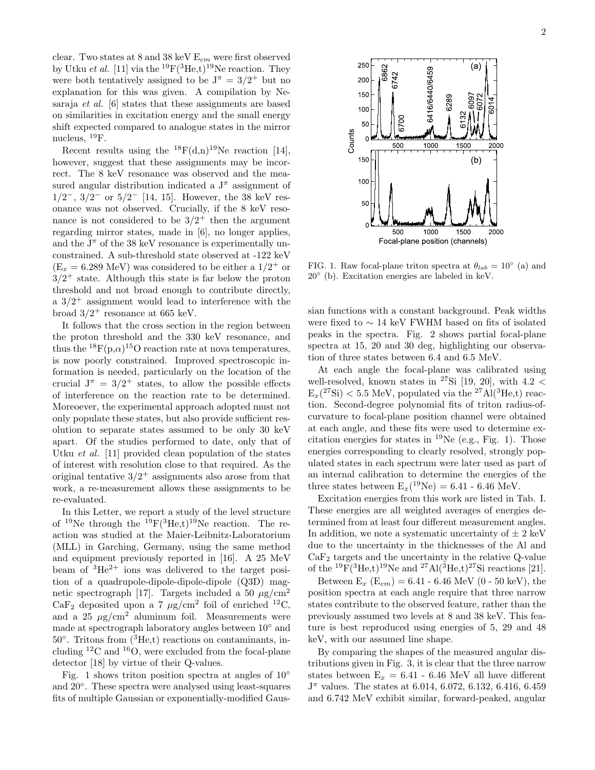clear. Two states at 8 and 38 keV $E_{cm}$ were first observed by Utku *et al.* [11] via the $^{19}$F($^{3}$He,t)$^{19}$Ne reaction. They were both tentatively assigned to be $J^{\pi} = 3/2^{+}$ but no explanation for this was given. A compilation by Nesaraja *et al.* [6] states that these assignments are based on similarities in excitation energy and the small energy shift expected compared to analogue states in the mirror nucleus, $^{19}$F.

Recent results using the $^{18}$F(d,n)$^{19}$Ne reaction [14], however, suggest that these assignments may be incorrect. The 8 keV resonance was observed and the measured angular distribution indicated a $J^{\pi}$ assignment of $1/2^{-}$, $3/2^{-}$ or $5/2^{-}$ [14, 15]. However, the 38 keV resonance was not observed. Crucially, if the 8 keV resonance is not considered to be $3/2^{+}$ then the argument regarding mirror states, made in [6], no longer applies, and the $J^{\pi}$ of the 38 keV resonance is experimentally unconstrained. A sub-threshold state observed at -122 keV ($E_x$ = 6.289 MeV) was considered to be either a $1/2^{+}$ or $3/2^{+}$ state. Although this state is far below the proton threshold and not broad enough to contribute directly, a $3/2^{+}$ assignment would lead to interference with the broad $3/2^{+}$ resonance at 665 keV.

It follows that the cross section in the region between the proton threshold and the 330 keV resonance, and thus the $^{18}$F(p,$\alpha$)$^{15}$O reaction rate at nova temperatures, is now poorly constrained. Improved spectroscopic information is needed, particularly on the location of the crucial $J^{\pi} = 3/2^{+}$ states, to allow the possible effects of interference on the reaction rate to be determined. Moreoever, the experimental approach adopted must not only populate these states, but also provide sufficient resolution to separate states assumed to be only 30 keV apart. Of the studies performed to date, only that of Utku *et al.* [11] provided clean population of the states of interest with resolution close to that required. As the original tentative $3/2^{+}$ assignments also arose from that work, a re-measurement allows these assignments to be re-evaluated.

In this Letter, we report a study of the level structure of $^{19}$Ne through the $^{19}$F($^{3}$He,t)$^{19}$Ne reaction. The reaction was studied at the Maier-Leibnitz-Laboratorium (MLL) in Garching, Germany, using the same method and equipment previously reported in [16]. A 25 MeV beam of $^{3}$He$^{2+}$ ions was delivered to the target position of a quadrupole-dipole-dipole-dipole (Q3D) magnetic spectrograph [17]. Targets included a 50 $\mu$g/cm$^2$ $CaF_2$ deposited upon a 7 $\mu$g/cm$^2$ foil of enriched $^{12}$C, and a 25 $\mu$g/cm$^2$ aluminum foil. Measurements were made at spectrograph laboratory angles between 10° and 50°. Tritons from ($^{3}$He,t) reactions on contaminants, including $^{12}$C and $^{16}$O, were excluded from the focal-plane detector [18] by virtue of their Q-values.

Fig. 1 shows triton position spectra at angles of 10° and 20°. These spectra were analysed using least-squares fits of multiple Gaussian or exponentially-modified Gaussian functions with a constant background. Peak widths were fixed to ~ 14 keV FWHM based on fits of isolated peaks in the spectra. Fig. 2 shows partial focal-plane spectra at 15, 20 and 30 deg, highlighting our observation of three states between 6.4 and 6.5 MeV.

(a)
(b)
6862
6742
6700
6416/6440/6459
6289
6132
6097
6072
6014
Counts
Focal-plane position (channels)
0 50 100 150 200 250
500 1000 1500 2000
0 50 100 150

FIG. 1. Raw focal-plane triton spectra at $\theta_{lab} = 10°$ (a) and 20° (b). Excitation energies are labeled in keV.

At each angle the focal-plane was calibrated using well-resolved, known states in $^{27}$Si [19, 20], with 4.2 < $E_x$($^{27}$Si) < 5.5 MeV, populated via the $^{27}$Al($^{3}$He,t) reaction. Second-degree polynomial fits of triton radius-of-curvature to focal-plane position channel were obtained at each angle, and these fits were used to determine excitation energies for states in $^{19}$Ne (e.g., Fig. 1). Those energies corresponding to clearly resolved, strongly populated states in each spectrum were later used as part of an internal calibration to determine the energies of the three states between $E_x$($^{19}$Ne) = 6.41 - 6.46 MeV.

Excitation energies from this work are listed in Tab. I. These energies are all weighted averages of energies determined from at least four different measurement angles. In addition, we note a systematic uncertainty of ± 2 keV due to the uncertainty in the thicknesses of the Al and $CaF_2$ targets and the uncertainty in the relative Q-value of the $^{19}$F($^{3}$He,t)$^{19}$Ne and $^{27}$Al($^{3}$He,t)$^{27}$Si reactions [21].

Between $E_x$ ($E_{cm}$) = 6.41 - 6.46 MeV (0 - 50 keV), the position spectra at each angle require that three narrow states contribute to the observed feature, rather than the previously assumed two levels at 8 and 38 keV. This feature is best reproduced using energies of 5, 29 and 48 keV, with our assumed line shape.

By comparing the shapes of the measured angular distributions given in Fig. 3, it is clear that the three narrow states between $E_x$ = 6.41 - 6.46 MeV all have different $J^{\pi}$ values. The states at 6.014, 6.072, 6.132, 6.416, 6.459 and 6.742 MeV exhibit similar, forward-peaked, angular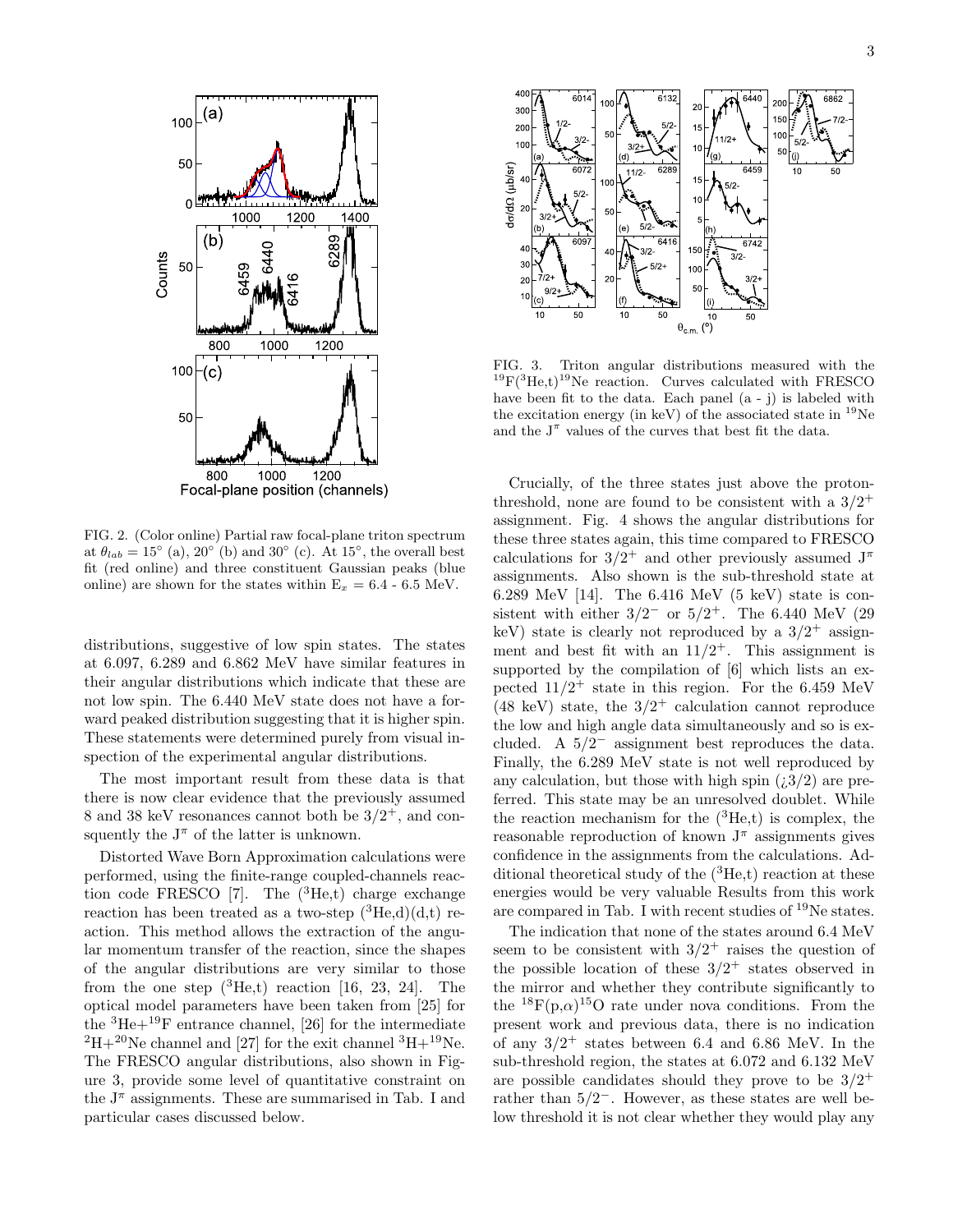FIG. 2. (Color online) Partial raw focal-plane triton spectrum at $\theta_{lab} = 15^{\circ}$ (a), $20^{\circ}$ (b) and $30^{\circ}$ (c). At $15^{\circ}$, the overall best fit (red online) and three constituent Gaussian peaks (blue online) are shown for the states within $E_x$ = 6.4 - 6.5 MeV.

distributions, suggestive of low spin states. The states at 6.097, 6.289 and 6.862 MeV have similar features in their angular distributions which indicate that these are not low spin. The 6.440 MeV state does not have a forward peaked distribution suggesting that it is higher spin. These statements were determined purely from visual inspection of the experimental angular distributions.

The most important result from these data is that there is now clear evidence that the previously assumed 8 and 38 keV resonances cannot both be $3/2^{+}$, and consequently the $J^{\pi}$ of the latter is unknown.

Distorted Wave Born Approximation calculations were performed, using the finite-range coupled-channels reaction code FRESCO [7]. The ($^{3}$He,t) charge exchange reaction has been treated as a two-step ($^{3}$He,d)(d,t) reaction. This method allows the extraction of the angular momentum transfer of the reaction, since the shapes of the angular distributions are very similar to those from the one step ($^{3}$He,t) reaction [16, 23, 24]. The optical model parameters have been taken from [25] for the $^{3}$He+$^{19}$F entrance channel, [26] for the intermediate $^{2}$H+$^{20}$Ne channel and [27] for the exit channel $^{3}$H+$^{19}$Ne. The FRESCO angular distributions, also shown in Figure 3, provide some level of quantitative constraint on the $J^{\pi}$ assignments. These are summarised in Tab. I and particular cases discussed below.

FIG. 3. Triton angular distributions measured with the $^{19}$F($^{3}$He,t)$^{19}$Ne reaction. Curves calculated with FRESCO have been fit to the data. Each panel (a - j) is labeled with the excitation energy (in keV) of the associated state in $^{19}$Ne and the $J^{\pi}$ values of the curves that best fit the data.

Crucially, of the three states just above the proton-threshold, none are found to be consistent with a $3/2^{+}$ assignment. Fig. 4 shows the angular distributions for these three states again, this time compared to FRESCO calculations for $3/2^{+}$ and other previously assumed $J^{\pi}$ assignments. Also shown is the sub-threshold state at 6.289 MeV [14]. The 6.416 MeV (5 keV) state is consistent with either $3/2^{-}$ or $5/2^{+}$. The 6.440 MeV (29 keV) state is clearly not reproduced by a $3/2^{+}$ assignment and best fit with an $11/2^{+}$. This assignment is supported by the compilation of [6] which lists an expected $11/2^{+}$ state in this region. For the 6.459 MeV (48 keV) state, the $3/2^{+}$ calculation cannot reproduce the low and high angle data simultaneously and so is excluded. A $5/2^{-}$ assignment best reproduces the data. Finally, the 6.289 MeV state is not well reproduced by any calculation, but those with high spin (¿3/2) are preferred. This state may be an unresolved doublet. While the reaction mechanism for the ($^{3}$He,t) is complex, the reasonable reproduction of known $J^{\pi}$ assignments gives confidence in the assignments from the calculations. Additional theoretical study of the ($^{3}$He,t) reaction at these energies would be very valuable Results from this work are compared in Tab. I with recent studies of $^{19}$Ne states.

The indication that none of the states around 6.4 MeV seem to be consistent with $3/2^{+}$ raises the question of the possible location of these $3/2^{+}$ states observed in the mirror and whether they contribute significantly to the $^{18}$F(p,$\alpha$)$^{15}$O rate under nova conditions. From the present work and previous data, there is no indication of any $3/2^{+}$ states between 6.4 and 6.86 MeV. In the sub-threshold region, the states at 6.072 and 6.132 MeV are possible candidates should they prove to be $3/2^{+}$ rather than $5/2^{-}$. However, as these states are well below threshold it is not clear whether they would play any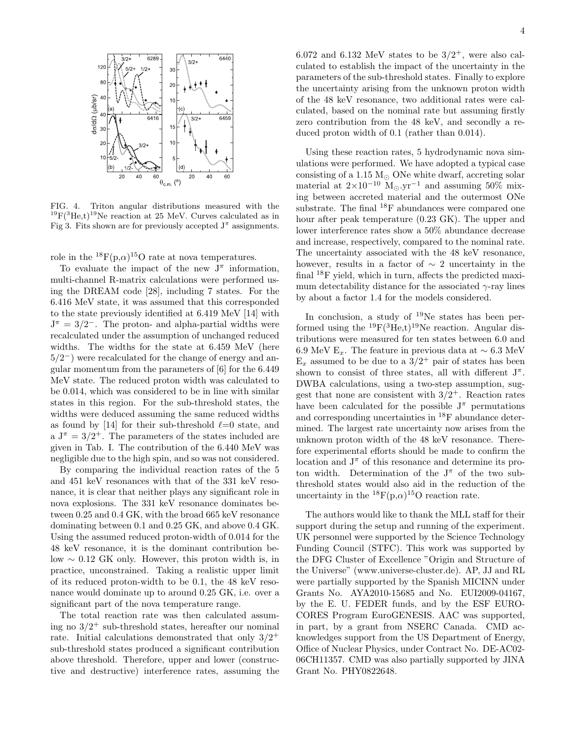3/2+
6289
120
80
40
(a)
5/2+
1/2+
30
20
10
3/2+
6440
(c)
40
30
20
10
(b)
5/2-
1/2-
3/2+
6416
15
10
5
(d)
3/2+
6459
20
40
60
20
40
60
dσ/dΩ (μb/sr)
θc.m. (°)

FIG. 4. Triton angular distributions measured with the $^{19}F(^{3}He,t)^{19}Ne$ reaction at 25 MeV. Curves calculated as in Fig 3. Fits shown are for previously accepted $J^{\pi}$ assignments.

role in the $^{18}F(p,\alpha)^{15}O$ rate at nova temperatures.

To evaluate the impact of the new $J^{\pi}$ information, multi-channel R-matrix calculations were performed using the DREAM code [28], including 7 states. For the 6.416 MeV state, it was assumed that this corresponded to the state previously identified at 6.419 MeV [14] with $J^{\pi} = 3/2^{-}$. The proton- and alpha-partial widths were recalculated under the assumption of unchanged reduced widths. The widths for the state at 6.459 MeV (here $5/2^{-}$) were recalculated for the change of energy and angular momentum from the parameters of [6] for the 6.449 MeV state. The reduced proton width was calculated to be 0.014, which was considered to be in line with similar states in this region. For the sub-threshold states, the widths were deduced assuming the same reduced widths as found by [14] for their sub-threshold $\ell$=0 state, and a $J^{\pi} = 3/2^{+}$. The parameters of the states included are given in Tab. I. The contribution of the 6.440 MeV was negligible due to the high spin, and so was not considered.

By comparing the individual reaction rates of the 5 and 451 keV resonances with that of the 331 keV resonance, it is clear that neither plays any significant role in nova explosions. The 331 keV resonance dominates between 0.25 and 0.4 GK, with the broad 665 keV resonance dominating between 0.1 and 0.25 GK, and above 0.4 GK. Using the assumed reduced proton-width of 0.014 for the 48 keV resonance, it is the dominant contribution below ∼ 0.12 GK only. However, this proton width is, in practice, unconstrained. Taking a realistic upper limit of its reduced proton-width to be 0.1, the 48 keV resonance would dominate up to around 0.25 GK, i.e. over a significant part of the nova temperature range.

The total reaction rate was then calculated assuming no $3/2^{+}$ sub-threshold states, hereafter our nominal rate. Initial calculations demonstrated that only $3/2^{+}$ sub-threshold states produced a significant contribution above threshold. Therefore, upper and lower (constructive and destructive) interference rates, assuming the 6.072 and 6.132 MeV states to be $3/2^{+}$, were also calculated to establish the impact of the uncertainty in the parameters of the sub-threshold states. Finally to explore the uncertainty arising from the unknown proton width of the 48 keV resonance, two additional rates were calculated, based on the nominal rate but assuming firstly zero contribution from the 48 keV, and secondly a reduced proton width of 0.1 (rather than 0.014).

Using these reaction rates, 5 hydrodynamic nova simulations were performed. We have adopted a typical case consisting of a 1.15 $M_{\odot}$ ONe white dwarf, accreting solar material at $2\times10^{-10}$ $M_{\odot}.yr^{-1}$ and assuming 50% mixing between accreted material and the outermost ONe substrate. The final $^{18}F$ abundances were compared one hour after peak temperature (0.23 GK). The upper and lower interference rates show a 50% abundance decrease and increase, respectively, compared to the nominal rate. The uncertainty associated with the 48 keV resonance, however, results in a factor of ∼ 2 uncertainty in the final $^{18}F$ yield, which in turn, affects the predicted maximum detectability distance for the associated γ-ray lines by about a factor 1.4 for the models considered.

In conclusion, a study of $^{19}Ne$ states has been performed using the $^{19}F(^{3}He,t)^{19}Ne$ reaction. Angular distributions were measured for ten states between 6.0 and 6.9 MeV $E_x$. The feature in previous data at ∼ 6.3 MeV $E_x$ assumed to be due to a $3/2^{+}$ pair of states has been shown to consist of three states, all with different $J^{\pi}$. DWBA calculations, using a two-step assumption, suggest that none are consistent with $3/2^{+}$. Reaction rates have been calculated for the possible $J^{\pi}$ permutations and corresponding uncertainties in $^{18}F$ abundance determined. The largest rate uncertainty now arises from the unknown proton width of the 48 keV resonance. Therefore experimental efforts should be made to confirm the location and $J^{\pi}$ of this resonance and determine its proton width. Determination of the $J^{\pi}$ of the two sub-threshold states would also aid in the reduction of the uncertainty in the $^{18}F(p,\alpha)^{15}O$ reaction rate.

The authors would like to thank the MLL staff for their support during the setup and running of the experiment. UK personnel were supported by the Science Technology Funding Council (STFC). This work was supported by the DFG Cluster of Excellence "Origin and Structure of the Universe" (www.universe-cluster.de). AP, JJ and RL were partially supported by the Spanish MICINN under Grants No. AYA2010-15685 and No. EUI2009-04167, by the E. U. FEDER funds, and by the ESF EUROCORES Program EuroGENESIS. AAC was supported, in part, by a grant from NSERC Canada. CMD acknowledges support from the US Department of Energy, Office of Nuclear Physics, under Contract No. DE-AC02-06CH11357. CMD was also partially supported by JINA Grant No. PHY0822648.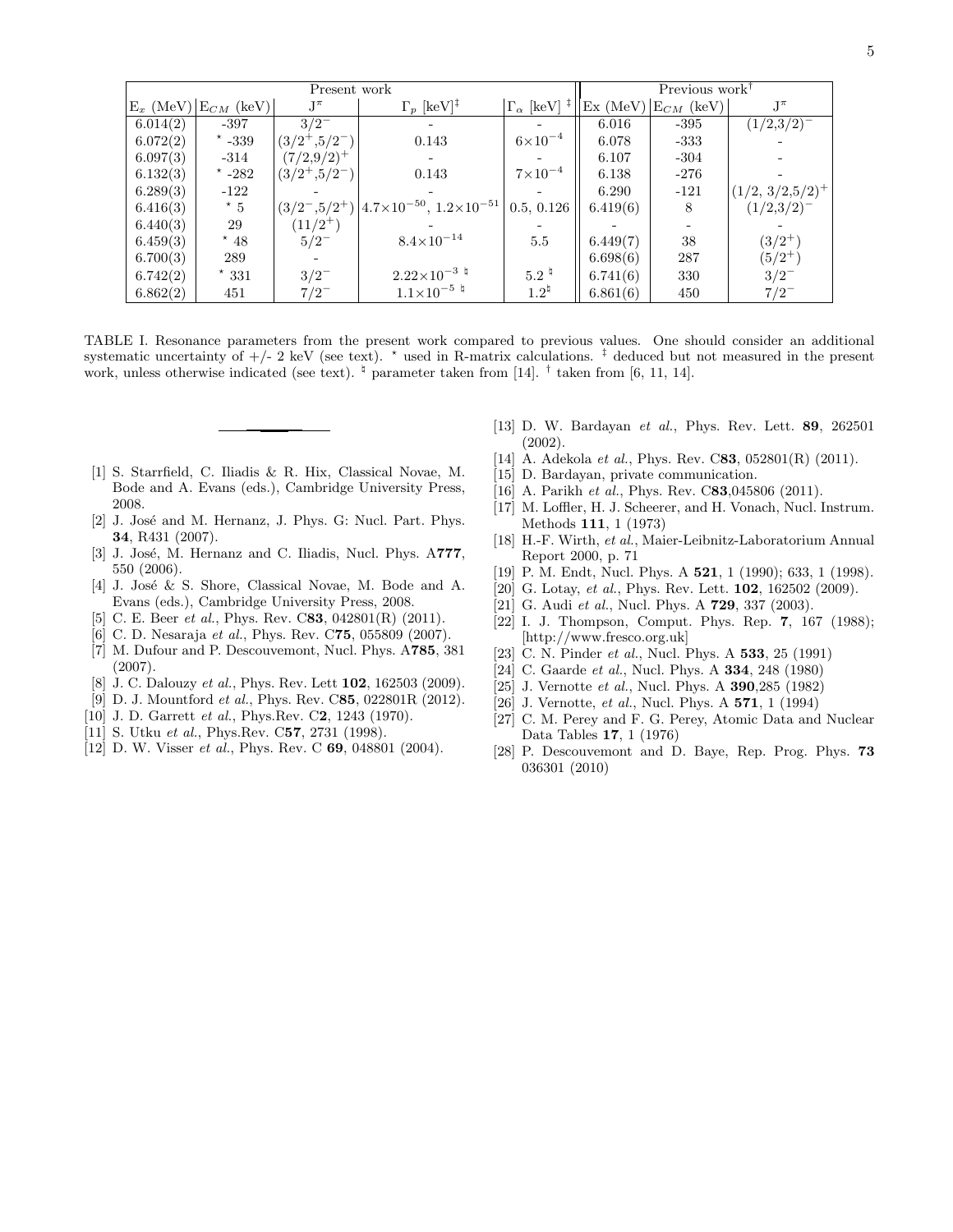| Present work | | | | | Previous work[†] | | |
|---|---|---|---|---|---|---|---|
| $E_x$ (MeV) | $E_{CM}$ (keV) | $J^\pi$ | $\Gamma_p$ [keV][‡] | $\Gamma_\alpha$ [keV] [‡] | Ex (MeV) | $E_{CM}$ (keV) | $J^\pi$ |
| 6.014(2) | -397 | $3/2^-$ | - | - | 6.016 | -395 | $(1/2,3/2)^-$ |
| 6.072(2) | ⋆ -339 | $(3/2^+,5/2^-)$ | 0.143 | $6\times10^{-4}$ | 6.078 | -333 | - |
| 6.097(3) | -314 | $(7/2,9/2)^+$ | - | - | 6.107 | -304 | - |
| 6.132(3) | ⋆ -282 | $(3/2^+,5/2^-)$ | 0.143 | $7\times10^{-4}$ | 6.138 | -276 | - |
| 6.289(3) | -122 | - | - | - | 6.290 | -121 | $(1/2,\ 3/2,5/2)^+$ |
| 6.416(3) | ⋆ 5 | $(3/2^-,5/2^+)$ | $4.7\times10^{-50}$, $1.2\times10^{-51}$ | 0.5, 0.126 | 6.419(6) | 8 | $(1/2,3/2)^-$ |
| 6.440(3) | 29 | $(11/2^+)$ | - | - | - | - | - |
| 6.459(3) | ⋆ 48 | $5/2^-$ | $8.4\times10^{-14}$ | 5.5 | 6.449(7) | 38 | $(3/2^+)$ |
| 6.700(3) | 289 | - | | | 6.698(6) | 287 | $(5/2^+)$ |
| 6.742(2) | ⋆ 331 | $3/2^-$ | $2.22\times10^{-3}$ ♮ | 5.2 ♮ | 6.741(6) | 330 | $3/2^-$ |
| 6.862(2) | 451 | $7/2^-$ | $1.1\times10^{-5}$ ♮ | 1.2♮ | 6.861(6) | 450 | $7/2^-$ |

TABLE I. Resonance parameters from the present work compared to previous values. One should consider an additional systematic uncertainty of +/- 2 keV (see text). ⋆ used in R-matrix calculations. ‡ deduced but not measured in the present work, unless otherwise indicated (see text). ♮ parameter taken from [14]. † taken from [6, 11, 14].

---

[1] S. Starrfield, C. Iliadis & R. Hix, Classical Novae, M. Bode and A. Evans (eds.), Cambridge University Press, 2008.

[2] J. José and M. Hernanz, J. Phys. G: Nucl. Part. Phys. **34**, R431 (2007).

[3] J. José, M. Hernanz and C. Iliadis, Nucl. Phys. A**777**, 550 (2006).

[4] J. José & S. Shore, Classical Novae, M. Bode and A. Evans (eds.), Cambridge University Press, 2008.

[5] C. E. Beer *et al.*, Phys. Rev. C**83**, 042801(R) (2011).

[6] C. D. Nesaraja *et al.*, Phys. Rev. C**75**, 055809 (2007).

[7] M. Dufour and P. Descouvemont, Nucl. Phys. A**785**, 381 (2007).

[8] J. C. Dalouzy *et al.*, Phys. Rev. Lett **102**, 162503 (2009).

[9] D. J. Mountford *et al.*, Phys. Rev. C**85**, 022801R (2012).

[10] J. D. Garrett *et al.*, Phys.Rev. C**2**, 1243 (1970).

[11] S. Utku *et al.*, Phys.Rev. C**57**, 2731 (1998).

[12] D. W. Visser *et al.*, Phys. Rev. C **69**, 048801 (2004).

[13] D. W. Bardayan *et al.*, Phys. Rev. Lett. **89**, 262501 (2002).

[14] A. Adekola *et al.*, Phys. Rev. C**83**, 052801(R) (2011).

[15] D. Bardayan, private communication.

[16] A. Parikh *et al.*, Phys. Rev. C**83**,045806 (2011).

[17] M. Loffler, H. J. Scheerer, and H. Vonach, Nucl. Instrum. Methods **111**, 1 (1973)

[18] H.-F. Wirth, *et al.*, Maier-Leibnitz-Laboratorium Annual Report 2000, p. 71

[19] P. M. Endt, Nucl. Phys. A **521**, 1 (1990); 633, 1 (1998).

[20] G. Lotay, *et al.*, Phys. Rev. Lett. **102**, 162502 (2009).

[21] G. Audi *et al.*, Nucl. Phys. A **729**, 337 (2003).

[22] I. J. Thompson, Comput. Phys. Rep. **7**, 167 (1988); [http://www.fresco.org.uk]

[23] C. N. Pinder *et al.*, Nucl. Phys. A **533**, 25 (1991)

[24] C. Gaarde *et al.*, Nucl. Phys. A **334**, 248 (1980)

[25] J. Vernotte *et al.*, Nucl. Phys. A **390**,285 (1982)

[26] J. Vernotte, *et al.*, Nucl. Phys. A **571**, 1 (1994)

[27] C. M. Perey and F. G. Perey, Atomic Data and Nuclear Data Tables **17**, 1 (1976)

[28] P. Descouvemont and D. Baye, Rep. Prog. Phys. **73** 036301 (2010)